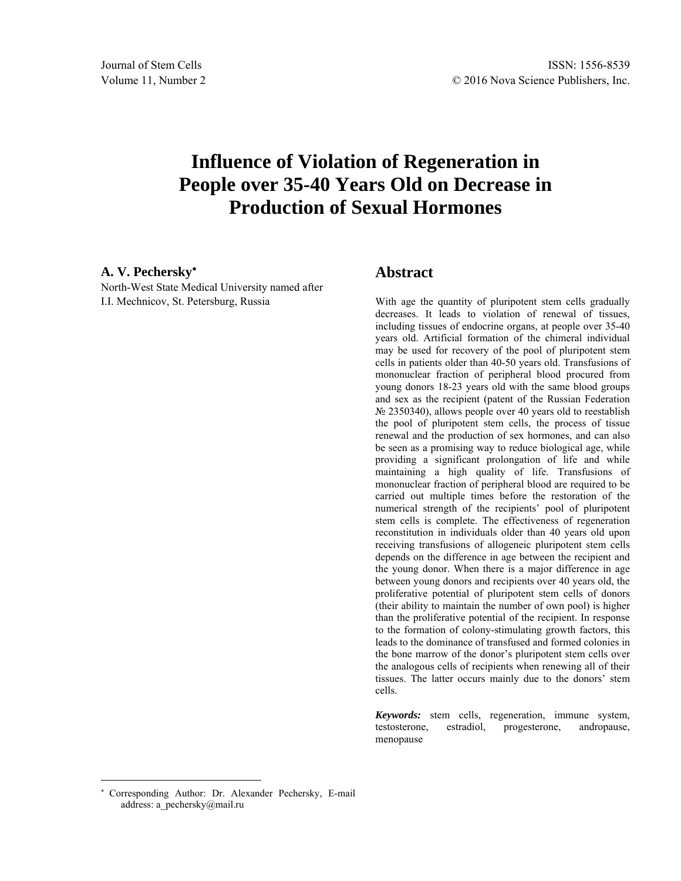# Influence of Violation of Regeneration in People over 35-40 Years Old on Decrease in Production of Sexual Hormones

**A. V. Pechersky**[*]

North-West State Medical University named after I.I. Mechnicov, St. Petersburg, Russia

## Abstract

With age the quantity of pluripotent stem cells gradually decreases. It leads to violation of renewal of tissues, including tissues of endocrine organs, at people over 35-40 years old. Artificial formation of the chimeral individual may be used for recovery of the pool of pluripotent stem cells in patients older than 40-50 years old. Transfusions of mononuclear fraction of peripheral blood procured from young donors 18-23 years old with the same blood groups and sex as the recipient (patent of the Russian Federation № 2350340), allows people over 40 years old to reestablish the pool of pluripotent stem cells, the process of tissue renewal and the production of sex hormones, and can also be seen as a promising way to reduce biological age, while providing a significant prolongation of life and while maintaining a high quality of life. Transfusions of mononuclear fraction of peripheral blood are required to be carried out multiple times before the restoration of the numerical strength of the recipients' pool of pluripotent stem cells is complete. The effectiveness of regeneration reconstitution in individuals older than 40 years old upon receiving transfusions of allogeneic pluripotent stem cells depends on the difference in age between the recipient and the young donor. When there is a major difference in age between young donors and recipients over 40 years old, the proliferative potential of pluripotent stem cells of donors (their ability to maintain the number of own pool) is higher than the proliferative potential of the recipient. In response to the formation of colony-stimulating growth factors, this leads to the dominance of transfused and formed colonies in the bone marrow of the donor's pluripotent stem cells over the analogous cells of recipients when renewing all of their tissues. The latter occurs mainly due to the donors' stem cells.

***Keywords:*** stem cells, regeneration, immune system, testosterone, estradiol, progesterone, andropause, menopause

---

[*] Corresponding Author: Dr. Alexander Pechersky, E-mail address: a_pechersky@mail.ru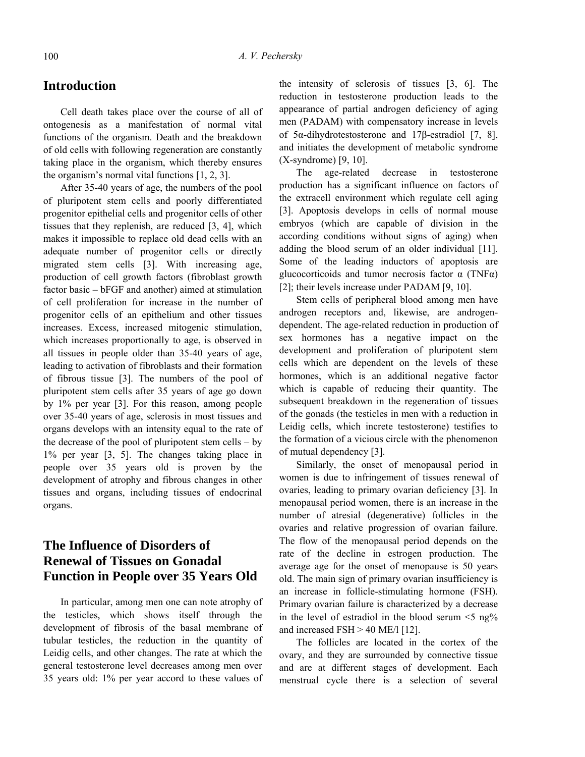## Introduction

Cell death takes place over the course of all of ontogenesis as a manifestation of normal vital functions of the organism. Death and the breakdown of old cells with following regeneration are constantly taking place in the organism, which thereby ensures the organism's normal vital functions [1, 2, 3].

After 35-40 years of age, the numbers of the pool of pluripotent stem cells and poorly differentiated progenitor epithelial cells and progenitor cells of other tissues that they replenish, are reduced [3, 4], which makes it impossible to replace old dead cells with an adequate number of progenitor cells or directly migrated stem cells [3]. With increasing age, production of cell growth factors (fibroblast growth factor basic – bFGF and another) aimed at stimulation of cell proliferation for increase in the number of progenitor cells of an epithelium and other tissues increases. Excess, increased mitogenic stimulation, which increases proportionally to age, is observed in all tissues in people older than 35-40 years of age, leading to activation of fibroblasts and their formation of fibrous tissue [3]. The numbers of the pool of pluripotent stem cells after 35 years of age go down by 1% per year [3]. For this reason, among people over 35-40 years of age, sclerosis in most tissues and organs develops with an intensity equal to the rate of the decrease of the pool of pluripotent stem cells – by 1% per year [3, 5]. The changes taking place in people over 35 years old is proven by the development of atrophy and fibrous changes in other tissues and organs, including tissues of endocrinal organs.

## The Influence of Disorders of Renewal of Tissues on Gonadal Function in People over 35 Years Old

In particular, among men one can note atrophy of the testicles, which shows itself through the development of fibrosis of the basal membrane of tubular Leidig cells, the reduction in the quantity of Leidig cells, and other changes. The rate at which the general testosterone level decreases among men over 35 years old: 1% per year accord to these values of the intensity of sclerosis of tissues [3, 6]. The reduction in testosterone production leads to the appearance of partial androgen deficiency of aging men (PADAM) with compensatory increase in levels of 5α-dihydrotestosterone and 17β-estradiol [7, 8], and initiates the development of metabolic syndrome (X-syndrome) [9, 10].

The age-related decrease in testosterone production has a significant influence on factors of the extracell environment which regulate cell aging [3]. Apoptosis develops in cells of normal mouse embryos (which are capable of division in the according conditions without signs of aging) when adding the blood serum of an older individual [11]. Some of the leading inductors of apoptosis are glucocorticoids and tumor necrosis factor α (TNFα) [2]; their levels increase under PADAM [9, 10].

Stem cells of peripheral blood among men have androgen receptors and, likewise, are androgen-dependent. The age-related reduction in production of sex hormones has a negative impact on the development and proliferation of pluripotent stem cells which are dependent on the levels of these hormones, which is an additional negative factor which is capable of reducing their quantity. The subsequent breakdown in the regeneration of tissues of the gonads (the testicles in men with a reduction in Leidig cells, which increte testosterone) testifies to the formation of a vicious circle with the phenomenon of mutual dependency [3].

Similarly, the onset of menopausal period in women is due to infringement of tissues renewal of ovaries, leading to primary ovarian deficiency [3]. In menopausal period women, there is an increase in the number of atresial (degenerative) follicles in the ovaries and relative progression of ovarian failure. The flow of the menopausal period depends on the rate of the decline in estrogen production. The average age for the onset of menopause is 50 years old. The main sign of primary ovarian insufficiency is an increase in follicle-stimulating hormone (FSH). Primary ovarian failure is characterized by a decrease in the level of estradiol in the blood serum <5 ng% and increased FSH > 40 ME/l [12].

The follicles are located in the cortex of the ovary, and they are surrounded by connective tissue and are at different stages of development. Each menstrual cycle there is a selection of several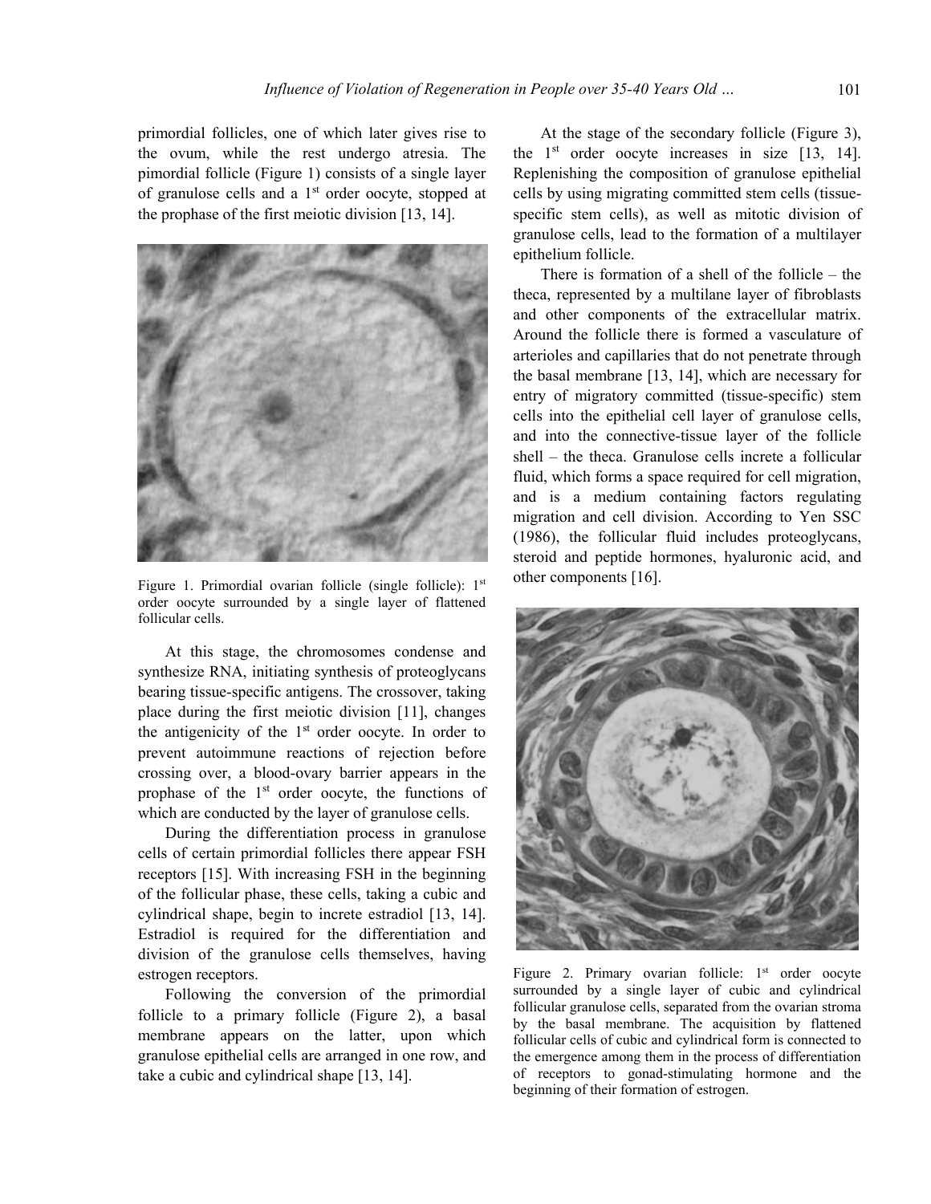primordial follicles, one of which later gives rise to the ovum, while the rest undergo atresia. The pimordial follicle (Figure 1) consists of a single layer of granulose cells and a 1st order oocyte, stopped at the prophase of the first meiotic division [13, 14].

Figure 1. Primordial ovarian follicle (single follicle): 1st order oocyte surrounded by a single layer of flattened follicular cells.

At this stage, the chromosomes condense and synthesize RNA, initiating synthesis of proteoglycans bearing tissue-specific antigens. The crossover, taking place during the first meiotic division [11], changes the antigenicity of the 1st order oocyte. In order to prevent autoimmune reactions of rejection before crossing over, a blood-ovary barrier appears in the prophase of the 1st order oocyte, the functions of which are conducted by the layer of granulose cells.

During the differentiation process in granulose cells of certain primordial follicles there appear FSH receptors [15]. With increasing FSH in the beginning of the follicular phase, these cells, taking a cubic and cylindrical shape, begin to increte estradiol [13, 14]. Estradiol is required for the differentiation and division of the granulose cells themselves, having estrogen receptors.

Following the conversion of the primordial follicle to a primary follicle (Figure 2), a basal membrane appears on the latter, upon which granulose epithelial cells are arranged in one row, and take a cubic and cylindrical shape [13, 14].

At the stage of the secondary follicle (Figure 3), the 1st order oocyte increases in size [13, 14]. Replenishing the composition of granulose epithelial cells by using migrating committed stem cells (tissue-specific stem cells), as well as mitotic division of granulose cells, lead to the formation of a multilayer epithelium follicle.

There is formation of a shell of the follicle – the theca, represented by a multilane layer of fibroblasts and other components of the extracellular matrix. Around the follicle there is formed a vasculature of arterioles and capillaries that do not penetrate through the basal membrane [13, 14], which are necessary for entry of migratory committed (tissue-specific) stem cells into the epithelial cell layer of granulose cells, and into the connective-tissue layer of the follicle shell – the theca. Granulose cells increte a follicular fluid, which forms a space required for cell migration, and is a medium containing factors regulating migration and cell division. According to Yen SSC (1986), the follicular fluid includes proteoglycans, steroid and peptide hormones, hyaluronic acid, and other components [16].

Figure 2. Primary ovarian follicle: 1st order oocyte surrounded by a single layer of cubic and cylindrical follicular granulose cells, separated from the ovarian stroma by the basal membrane. The acquisition by flattened follicular cells of cubic and cylindrical form is connected to the emergence among them in the process of differentiation of receptors to gonad-stimulating hormone and the beginning of their formation of estrogen.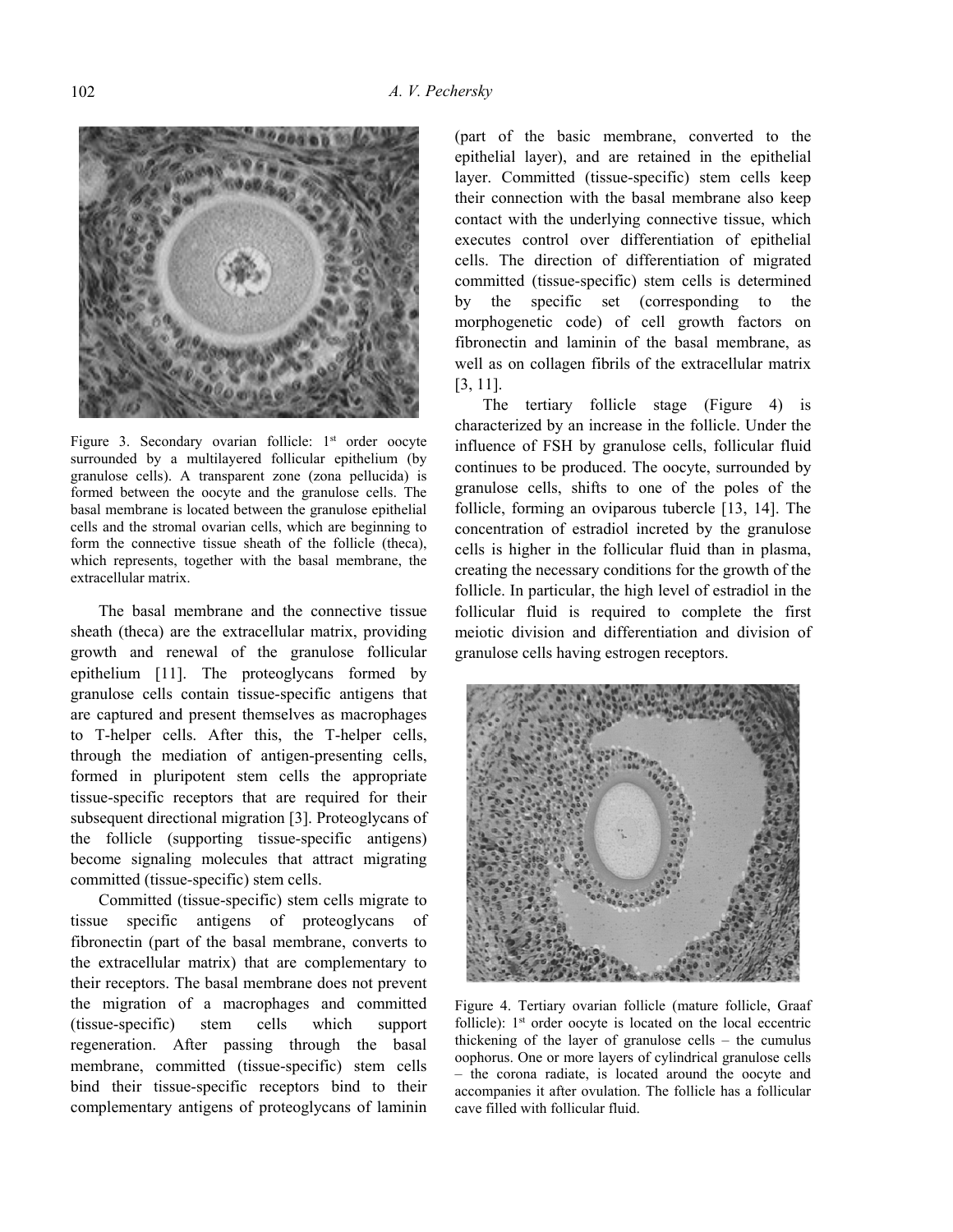Figure 3. Secondary ovarian follicle: 1st order oocyte surrounded by a multilayered follicular epithelium (by granulose cells). A transparent zone (zona pellucida) is formed between the oocyte and the granulose cells. The basal membrane is located between the granulose epithelial cells and the stromal ovarian cells, which are beginning to form the connective tissue sheath of the follicle (theca), which represents, together with the basal membrane, the extracellular matrix.

The basal membrane and the connective tissue sheath (theca) are the extracellular matrix, providing growth and renewal of the granulose follicular epithelium [11]. The proteoglycans formed by granulose cells contain tissue-specific antigens that are captured and present themselves as macrophages to T-helper cells. After this, the T-helper cells, through the mediation of antigen-presenting cells, formed in pluripotent stem cells the appropriate tissue-specific receptors that are required for their subsequent directional migration [3]. Proteoglycans of the follicle (supporting tissue-specific antigens) become signaling molecules that attract migrating committed (tissue-specific) stem cells.

Committed (tissue-specific) stem cells migrate to tissue specific antigens of proteoglycans of fibronectin (part of the basal membrane, converts to the extracellular matrix) that are complementary to their receptors. The basal membrane does not prevent the migration of a macrophages and committed (tissue-specific) stem cells which support regeneration. After passing through the basal membrane, committed (tissue-specific) stem cells bind their tissue-specific receptors bind to their complementary antigens of proteoglycans of laminin (part of the basic membrane, converted to the epithelial layer), and are retained in the epithelial layer. Committed (tissue-specific) stem cells keep their connection with the basal membrane also keep contact with the underlying connective tissue, which executes control over differentiation of epithelial cells. The direction of differentiation of migrated committed (tissue-specific) stem cells is determined by the specific set (corresponding to the morphogenetic code) of cell growth factors on fibronectin and laminin of the basal membrane, as well as on collagen fibrils of the extracellular matrix [3, 11].

The tertiary follicle stage (Figure 4) is characterized by an increase in the follicle. Under the influence of FSH by granulose cells, follicular fluid continues to be produced. The oocyte, surrounded by granulose cells, shifts to one of the poles of the follicle, forming an oviparous tubercle [13, 14]. The concentration of estradiol increted by the granulose cells is higher in the follicular fluid than in plasma, creating the necessary conditions for the growth of the follicle. In particular, the high level of estradiol in the follicular fluid is required to complete the first meiotic division and differentiation and division of granulose cells having estrogen receptors.

Figure 4. Tertiary ovarian follicle (mature follicle, Graaf follicle): 1st order oocyte is located on the local eccentric thickening of the layer of granulose cells – the cumulus oophorus. One or more layers of cylindrical granulose cells – the corona radiate, is located around the oocyte and accompanies it after ovulation. The follicle has a follicular cave filled with follicular fluid.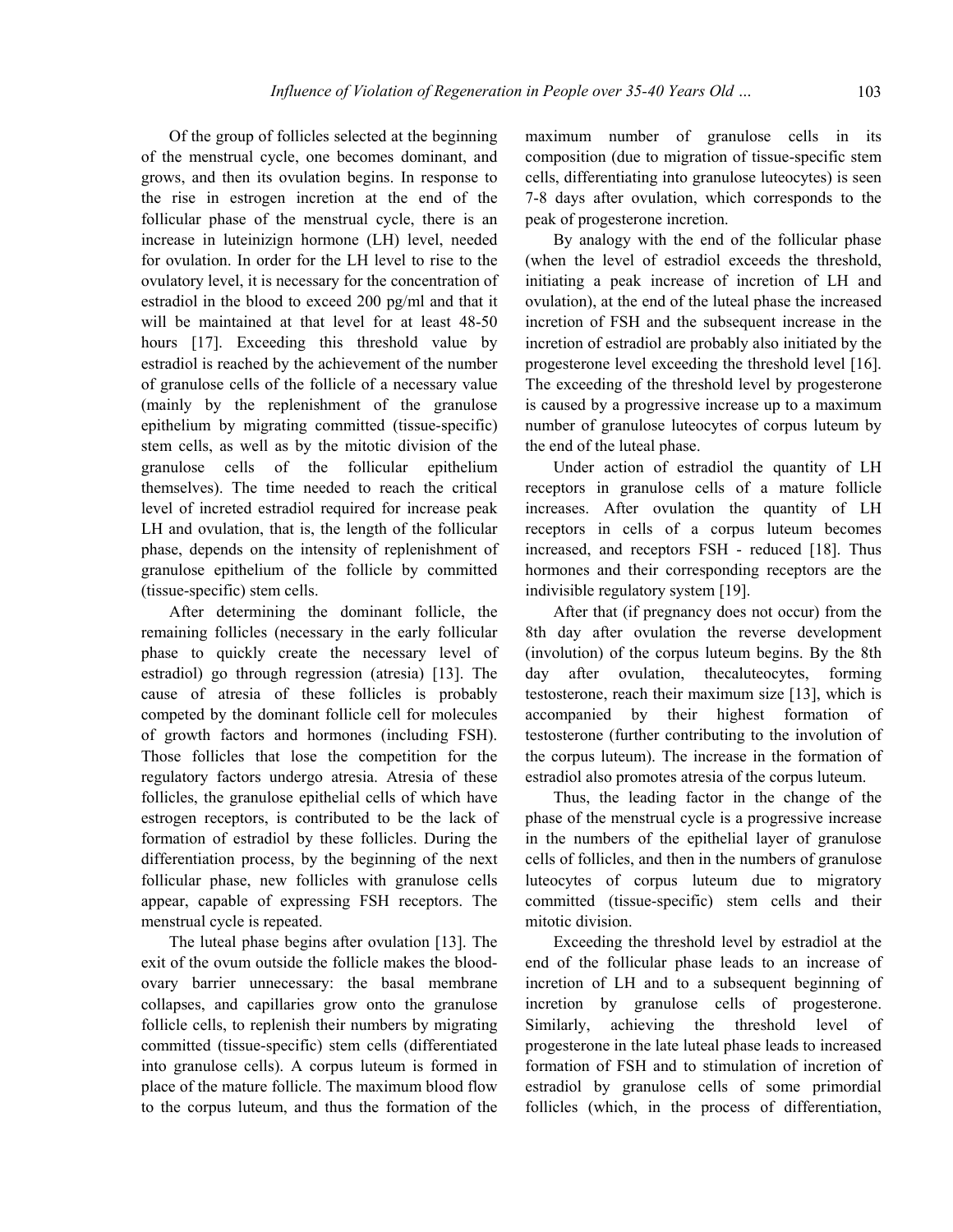Of the group of follicles selected at the beginning of the menstrual cycle, one becomes dominant, and grows, and then its ovulation begins. In response to the rise in estrogen incretion at the end of the follicular phase of the menstrual cycle, there is an increase in luteinizign hormone (LH) level, needed for ovulation. In order for the LH level to rise to the ovulatory level, it is necessary for the concentration of estradiol in the blood to exceed 200 pg/ml and that it will be maintained at that level for at least 48-50 hours [17]. Exceeding this threshold value by estradiol is reached by the achievement of the number of granulose cells of the follicle of a necessary value (mainly by the replenishment of the granulose epithelium by migrating committed (tissue-specific) stem cells, as well as by the mitotic division of the granulose cells of the follicular epithelium themselves). The time needed to reach the critical level of increted estradiol required for increase peak LH and ovulation, that is, the length of the follicular phase, depends on the intensity of replenishment of granulose epithelium of the follicle by committed (tissue-specific) stem cells.

After determining the dominant follicle, the remaining follicles (necessary in the early follicular phase to quickly create the necessary level of estradiol) go through regression (atresia) [13]. The cause of atresia of these follicles is probably competed by the dominant follicle cell for molecules of growth factors and hormones (including FSH). Those follicles that lose the competition for the regulatory factors undergo atresia. Atresia of these follicles, the granulose epithelial cells of which have estrogen receptors, is contributed to be the lack of formation of estradiol by these follicles. During the differentiation process, by the beginning of the next follicular phase, new follicles with granulose cells appear, capable of expressing FSH receptors. The menstrual cycle is repeated.

The luteal phase begins after ovulation [13]. The exit of the ovum outside the follicle makes the blood-ovary barrier unnecessary: the basal membrane collapses, and capillaries grow onto the granulose follicle cells, to replenish their numbers by migrating committed (tissue-specific) stem cells (differentiated into granulose cells). A corpus luteum is formed in place of the mature follicle. The maximum blood flow to the corpus luteum, and thus the formation of the maximum number of granulose cells in its composition (due to migration of tissue-specific stem cells, differentiating into granulose luteocytes) is seen 7-8 days after ovulation, which corresponds to the peak of progesterone incretion.

By analogy with the end of the follicular phase (when the level of estradiol exceeds the threshold, initiating a peak increase of incretion of LH and ovulation), at the end of the luteal phase the increased incretion of FSH and the subsequent increase in the incretion of estradiol are probably also initiated by the progesterone level exceeding the threshold level [16]. The exceeding of the threshold level by progesterone is caused by a progressive increase up to a maximum number of granulose luteocytes of corpus luteum by the end of the luteal phase.

Under action of estradiol the quantity of LH receptors in granulose cells of a mature follicle increases. After ovulation the quantity of LH receptors in cells of a corpus luteum becomes increased, and receptors FSH - reduced [18]. Thus hormones and their corresponding receptors are the indivisible regulatory system [19].

After that (if pregnancy does not occur) from the 8th day after ovulation the reverse development (involution) of the corpus luteum begins. By the 8th day after ovulation, thecaluteocytes, forming testosterone, reach their maximum size [13], which is accompanied by their highest formation of testosterone (further contributing to the involution of the corpus luteum). The increase in the formation of estradiol also promotes atresia of the corpus luteum.

Thus, the leading factor in the change of the phase of the menstrual cycle is a progressive increase in the numbers of the epithelial layer of granulose cells of follicles, and then in the numbers of granulose luteocytes of corpus luteum due to migratory committed (tissue-specific) stem cells and their mitotic division.

Exceeding the threshold level by estradiol at the end of the follicular phase leads to an increase of incretion of LH and to a subsequent beginning of incretion by granulose cells of progesterone. Similarly, achieving the threshold level of progesterone in the late luteal phase leads to increased formation of FSH and to stimulation of incretion of estradiol by granulose cells of some primordial follicles (which, in the process of differentiation,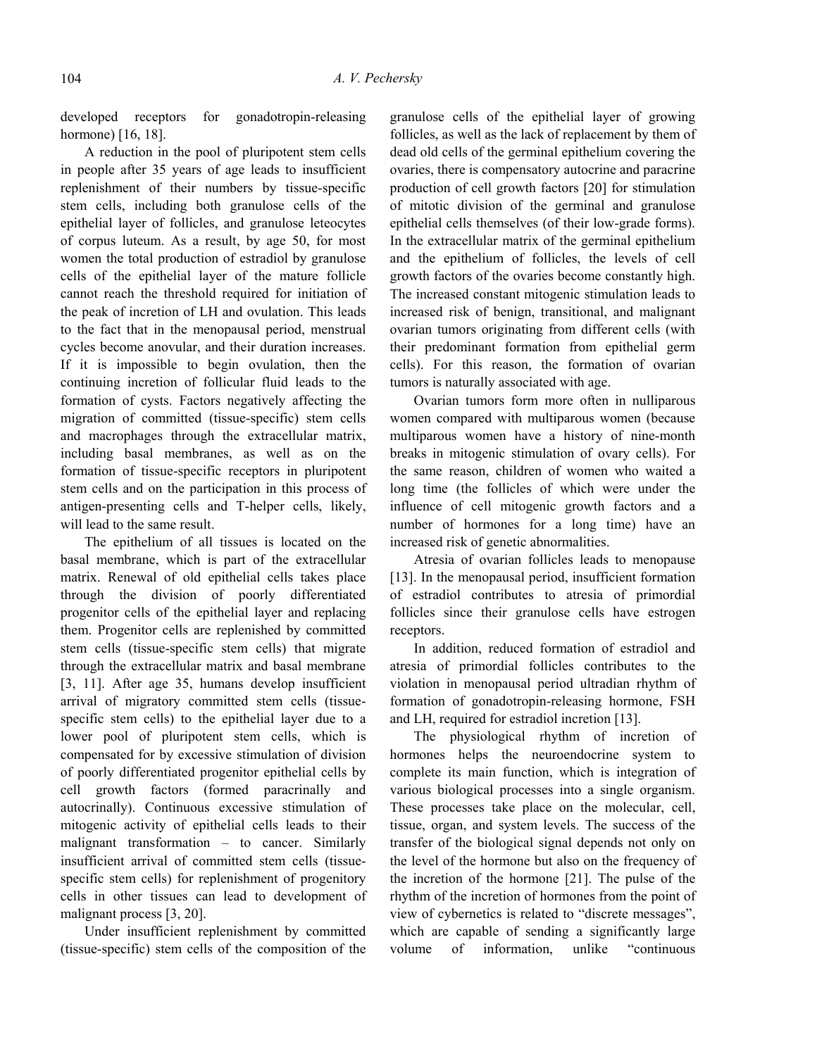developed receptors for gonadotropin-releasing hormone) [16, 18].

A reduction in the pool of pluripotent stem cells in people after 35 years of age leads to insufficient replenishment of their numbers by tissue-specific stem cells, including both granulose cells of the epithelial layer of follicles, and granulose leteocytes of corpus luteum. As a result, by age 50, for most women the total production of estradiol by granulose cells of the epithelial layer of the mature follicle cannot reach the threshold required for initiation of the peak of incretion of LH and ovulation. This leads to the fact that in the menopausal period, menstrual cycles become anovular, and their duration increases. If it is impossible to begin ovulation, then the continuing incretion of follicular fluid leads to the formation of cysts. Factors negatively affecting the migration of committed (tissue-specific) stem cells and macrophages through the extracellular matrix, including basal membranes, as well as on the formation of tissue-specific receptors in pluripotent stem cells and on the participation in this process of antigen-presenting cells and T-helper cells, likely, will lead to the same result.

The epithelium of all tissues is located on the basal membrane, which is part of the extracellular matrix. Renewal of old epithelial cells takes place through the division of poorly differentiated progenitor cells of the epithelial layer and replacing them. Progenitor cells are replenished by committed stem cells (tissue-specific stem cells) that migrate through the extracellular matrix and basal membrane [3, 11]. After age 35, humans develop insufficient arrival of migratory committed stem cells (tissue-specific stem cells) to the epithelial layer due to a lower pool of pluripotent stem cells, which is compensated for by excessive stimulation of division of poorly differentiated progenitor epithelial cells by cell growth factors (formed paracrinally and autocrinally). Continuous excessive stimulation of mitogenic activity of epithelial cells leads to their malignant transformation – to cancer. Similarly insufficient arrival of committed stem cells (tissue-specific stem cells) for replenishment of progenitory cells in other tissues can lead to development of malignant process [3, 20].

Under insufficient replenishment by committed (tissue-specific) stem cells of the composition of the granulose cells of the epithelial layer of growing follicles, as well as the lack of replacement by them of dead old cells of the germinal epithelium covering the ovaries, there is compensatory autocrine and paracrine production of cell growth factors [20] for stimulation of mitotic division of the germinal and granulose epithelial cells themselves (of their low-grade forms). In the extracellular matrix of the germinal epithelium and the epithelium of follicles, the levels of cell growth factors of the ovaries become constantly high. The increased constant mitogenic stimulation leads to increased risk of benign, transitional, and malignant ovarian tumors originating from different cells (with their predominant formation from epithelial germ cells). For this reason, the formation of ovarian tumors is naturally associated with age.

Ovarian tumors form more often in nulliparous women compared with multiparous women (because multiparous women have a history of nine-month breaks in mitogenic stimulation of ovary cells). For the same reason, children of women who waited a long time (the follicles of which were under the influence of cell mitogenic growth factors and a number of hormones for a long time) have an increased risk of genetic abnormalities.

Atresia of ovarian follicles leads to menopause [13]. In the menopausal period, insufficient formation of estradiol contributes to atresia of primordial follicles since their granulose cells have estrogen receptors.

In addition, reduced formation of estradiol and atresia of primordial follicles contributes to the violation in menopausal period ultradian rhythm of formation of gonadotropin-releasing hormone, FSH and LH, required for estradiol incretion [13].

The physiological rhythm of incretion of hormones helps the neuroendocrine system to complete its main function, which is integration of various biological processes into a single organism. These processes take place on the molecular, cell, tissue, organ, and system levels. The success of the transfer of the biological signal depends not only on the level of the hormone but also on the frequency of the incretion of the hormone [21]. The pulse of the rhythm of the incretion of hormones from the point of view of cybernetics is related to "discrete messages", which are capable of sending a significantly large volume of information, unlike "continuous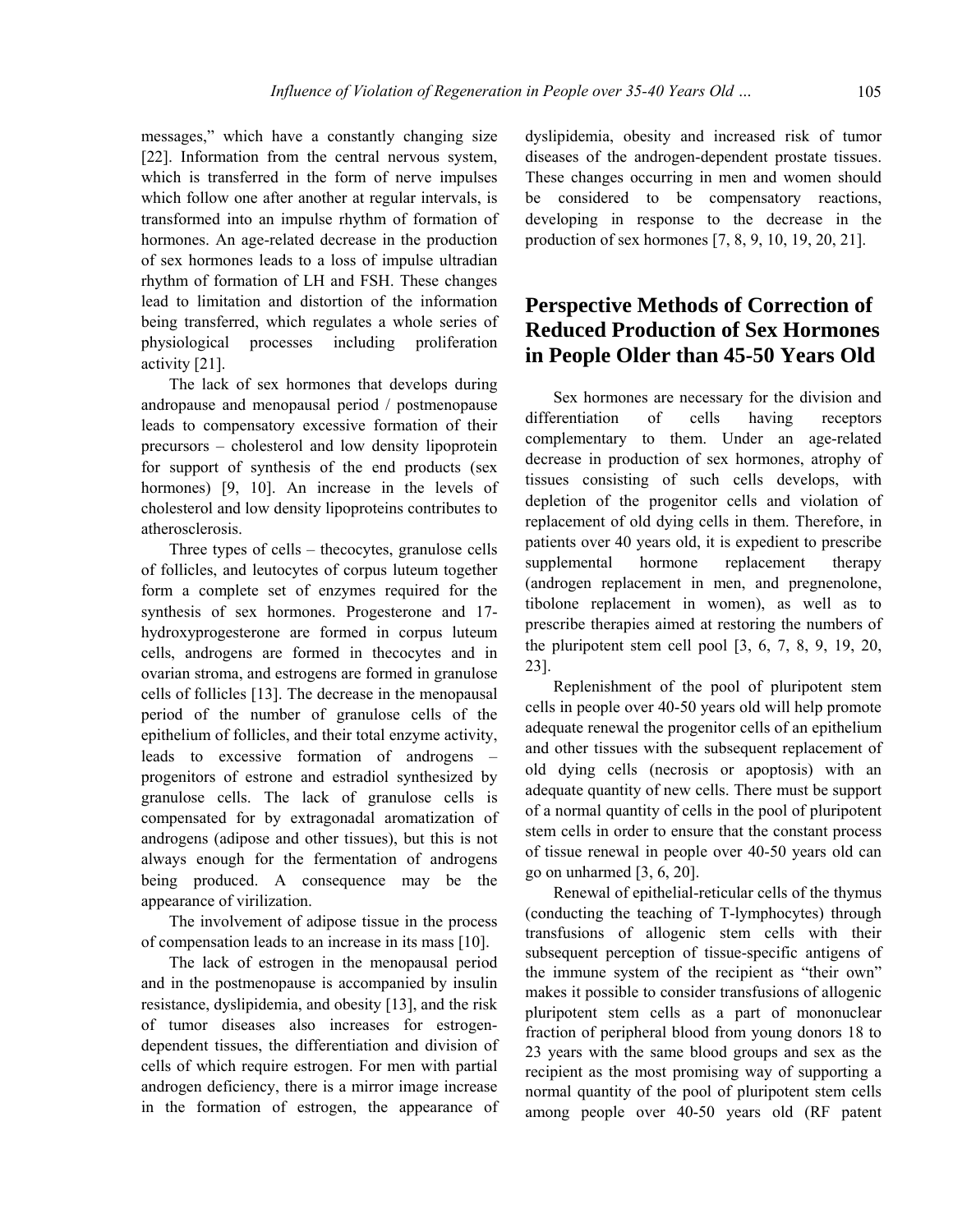messages," which have a constantly changing size [22]. Information from the central nervous system, which is transferred in the form of nerve impulses which follow one after another at regular intervals, is transformed into an impulse rhythm of formation of hormones. An age-related decrease in the production of sex hormones leads to a loss of impulse ultradian rhythm of formation of LH and FSH. These changes lead to limitation and distortion of the information being transferred, which regulates a whole series of physiological processes including proliferation activity [21].

The lack of sex hormones that develops during andropause and menopausal period / postmenopause leads to compensatory excessive formation of their precursors – cholesterol and low density lipoprotein for support of synthesis of the end products (sex hormones) [9, 10]. An increase in the levels of cholesterol and low density lipoproteins contributes to atherosclerosis.

Three types of cells – thecocytes, granulose cells of follicles, and leutocytes of corpus luteum together form a complete set of enzymes required for the synthesis of sex hormones. Progesterone and 17-hydroxyprogesterone are formed in corpus luteum cells, androgens are formed in thecocytes and in ovarian stroma, and estrogens are formed in granulose cells of follicles [13]. The decrease in the menopausal period of the number of granulose cells of the epithelium of follicles, and their total enzyme activity, leads to excessive formation of androgens – progenitors of estrone and estradiol synthesized by granulose cells. The lack of granulose cells is compensated for by extragonadal aromatization of androgens (adipose and other tissues), but this is not always enough for the fermentation of androgens being produced. A consequence may be the appearance of virilization.

The involvement of adipose tissue in the process of compensation leads to an increase in its mass [10].

The lack of estrogen in the menopausal period and in the postmenopause is accompanied by insulin resistance, dyslipidemia, and obesity [13], and the risk of tumor diseases also increases for estrogen-dependent tissues, the differentiation and division of cells of which require estrogen. For men with partial androgen deficiency, there is a mirror image increase in the formation of estrogen, the appearance of dyslipidemia, obesity and increased risk of tumor diseases of the androgen-dependent prostate tissues. These changes occurring in men and women should be considered to be compensatory reactions, developing in response to the decrease in the production of sex hormones [7, 8, 9, 10, 19, 20, 21].

## Perspective Methods of Correction of Reduced Production of Sex Hormones in People Older than 45-50 Years Old

Sex hormones are necessary for the division and differentiation of cells having receptors complementary to them. Under an age-related decrease in production of sex hormones, atrophy of tissues consisting of such cells develops, with depletion of the progenitor cells and violation of replacement of old dying cells in them. Therefore, in patients over 40 years old, it is expedient to prescribe supplemental hormone replacement therapy (androgen replacement in men, and pregnenolone, tibolone replacement in women), as well as to prescribe therapies aimed at restoring the numbers of the pluripotent stem cell pool [3, 6, 7, 8, 9, 19, 20, 23].

Replenishment of the pool of pluripotent stem cells in people over 40-50 years old will help promote adequate renewal the progenitor cells of an epithelium and other tissues with the subsequent replacement of old dying cells (necrosis or apoptosis) with an adequate quantity of new cells. There must be support of a normal quantity of cells in the pool of pluripotent stem cells in order to ensure that the constant process of tissue renewal in people over 40-50 years old can go on unharmed [3, 6, 20].

Renewal of epithelial-reticular cells of the thymus (conducting the teaching of T-lymphocytes) through transfusions of allogenic stem cells with their subsequent perception of tissue-specific antigens of the immune system of the recipient as "their own" makes it possible to consider transfusions of allogenic pluripotent stem cells as a part of mononuclear fraction of peripheral blood from young donors 18 to 23 years with the same blood groups and sex as the recipient as the most promising way of supporting a normal quantity of the pool of pluripotent stem cells among people over 40-50 years old (RF patent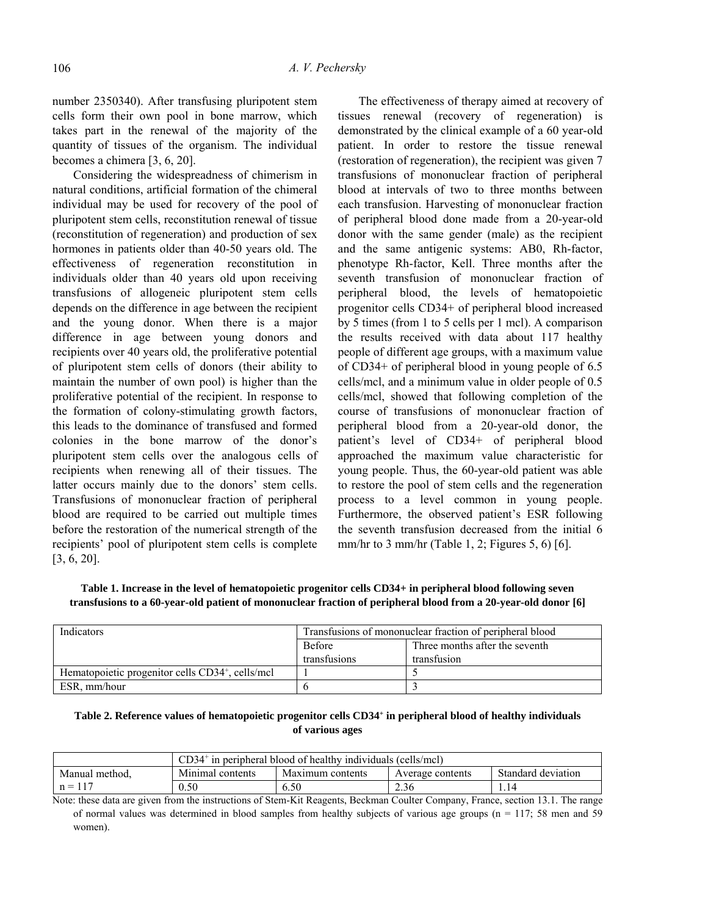number 2350340). After transfusing pluripotent stem cells form their own pool in bone marrow, which takes part in the renewal of the majority of the quantity of tissues of the organism. The individual becomes a chimera [3, 6, 20].

Considering the widespreadness of chimerism in natural conditions, artificial formation of the chimeral individual may be used for recovery of the pool of pluripotent stem cells, reconstitution renewal of tissue (reconstitution of regeneration) and production of sex hormones in patients older than 40-50 years old. The effectiveness of regeneration reconstitution in individuals older than 40 years old upon receiving transfusions of allogeneic pluripotent stem cells depends on the difference in age between the recipient and the young donor. When there is a major difference in age between young donors and recipients over 40 years old, the proliferative potential of pluripotent stem cells of donors (their ability to maintain the number of own pool) is higher than the proliferative potential of the recipient. In response to the formation of colony-stimulating growth factors, this leads to the dominance of transfused and formed colonies in the bone marrow of the donor's pluripotent stem cells over the analogous cells of recipients when renewing all of their tissues. The latter occurs mainly due to the donors' stem cells. Transfusions of mononuclear fraction of peripheral blood are required to be carried out multiple times before the restoration of the numerical strength of the recipients' pool of pluripotent stem cells is complete [3, 6, 20].

The effectiveness of therapy aimed at recovery of tissues renewal (recovery of regeneration) is demonstrated by the clinical example of a 60 year-old patient. In order to restore the tissue renewal (restoration of regeneration), the recipient was given 7 transfusions of mononuclear fraction of peripheral blood at intervals of two to three months between each transfusion. Harvesting of mononuclear fraction of peripheral blood done made from a 20-year-old donor with the same gender (male) as the recipient and the same antigenic systems: AB0, Rh-factor, phenotype Rh-factor, Kell. Three months after the seventh transfusion of mononuclear fraction of peripheral blood, the levels of hematopoietic progenitor cells CD34+ of peripheral blood increased by 5 times (from 1 to 5 cells per 1 mcl). A comparison the results received with data about 117 healthy people of different age groups, with a maximum value of CD34+ of peripheral blood in young people of 6.5 cells/mcl, and a minimum value in older people of 0.5 cells/mcl, showed that following completion of the course of transfusions of mononuclear fraction of peripheral blood from a 20-year-old donor, the patient's level of CD34+ of peripheral blood approached the maximum value characteristic for young people. Thus, the 60-year-old patient was able to restore the pool of stem cells and the regeneration process to a level common in young people. Furthermore, the observed patient's ESR following the seventh transfusion decreased from the initial 6 mm/hr to 3 mm/hr (Table 1, 2; Figures 5, 6) [6].

**Table 1. Increase in the level of hematopoietic progenitor cells CD34+ in peripheral blood following seven transfusions to a 60-year-old patient of mononuclear fraction of peripheral blood from a 20-year-old donor [6]**

| Indicators | Transfusions of mononuclear fraction of peripheral blood | |
|---|---|---|
| | Before transfusions | Three months after the seventh transfusion |
| Hematopoietic progenitor cells $CD34^+$, cells/mcl | 1 | 5 |
| ESR, mm/hour | 6 | 3 |

**Table 2. Reference values of hematopoietic progenitor cells $CD34^+$ in peripheral blood of healthy individuals of various ages**

| | $CD34^+$ in peripheral blood of healthy individuals (cells/mcl) | | | |
|---|---|---|---|---|
| Manual method, | Minimal contents | Maximum contents | Average contents | Standard deviation |
| n = 117 | 0.50 | 6.50 | 2.36 | 1.14 |

Note: these data are given from the instructions of Stem-Kit Reagents, Beckman Coulter Company, France, section 13.1. The range of normal values was determined in blood samples from healthy subjects of various age groups (n = 117; 58 men and 59 women).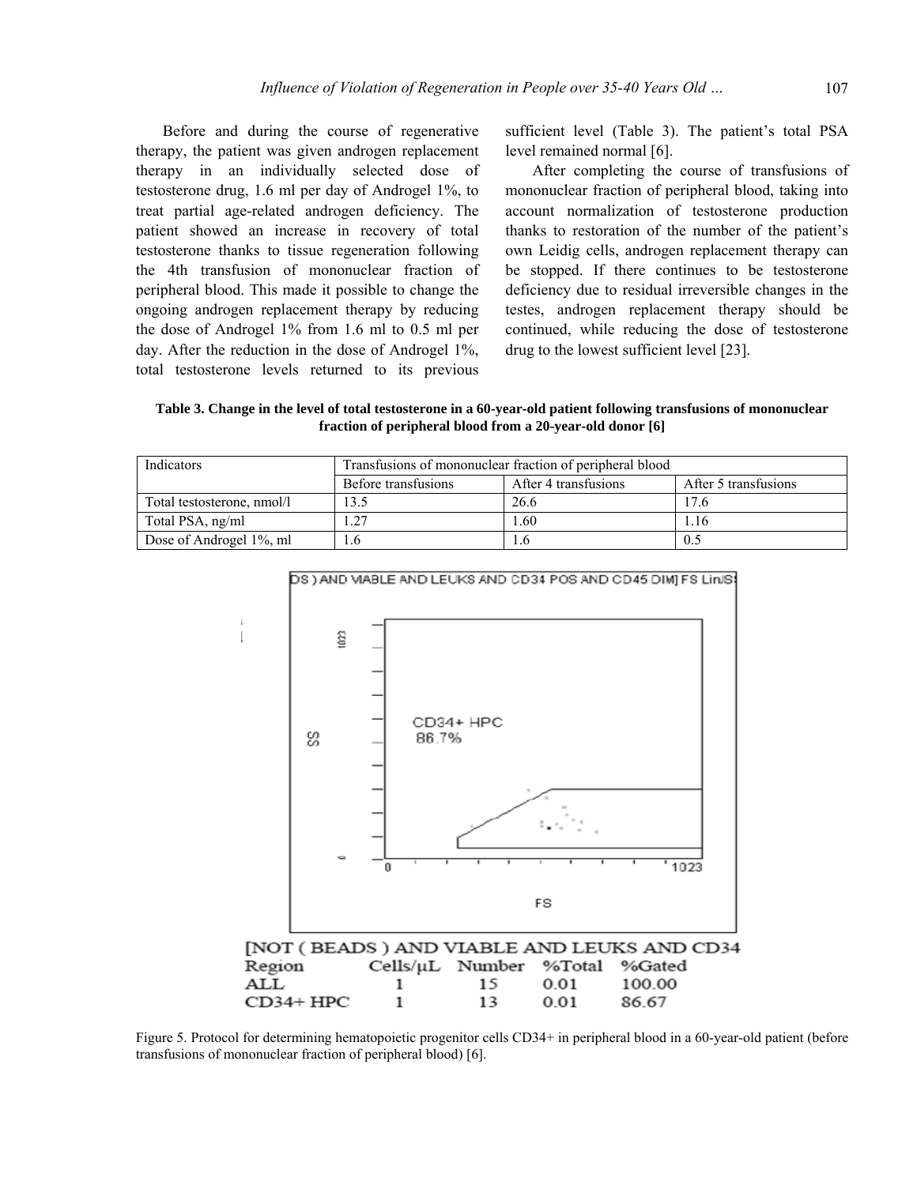Before and during the course of regenerative therapy, the patient was given androgen replacement therapy in an individually selected dose of testosterone drug, 1.6 ml per day of Androgel 1%, to treat partial age-related androgen deficiency. The patient showed an increase in recovery of total testosterone thanks to tissue regeneration following the 4th transfusion of mononuclear fraction of peripheral blood. This made it possible to change the ongoing androgen replacement therapy by reducing the dose of Androgel 1% from 1.6 ml to 0.5 ml per day. After the reduction in the dose of Androgel 1%, total testosterone levels returned to its previous sufficient level (Table 3). The patient's total PSA level remained normal [6].

After completing the course of transfusions of mononuclear fraction of peripheral blood, taking into account normalization of testosterone production thanks to restoration of the number of the patient's own Leidig cells, androgen replacement therapy can be stopped. If there continues to be testosterone deficiency due to residual irreversible changes in the testes, androgen replacement therapy should be continued, while reducing the dose of testosterone drug to the lowest sufficient level [23].

**Table 3. Change in the level of total testosterone in a 60-year-old patient following transfusions of mononuclear fraction of peripheral blood from a 20-year-old donor [6]**

| Indicators | Transfusions of mononuclear fraction of peripheral blood | | |
|---|---|---|---|
| | Before transfusions | After 4 transfusions | After 5 transfusions |
| Total testosterone, nmol/l | 13.5 | 26.6 | 17.6 |
| Total PSA, ng/ml | 1.27 | 1.60 | 1.16 |
| Dose of Androgel 1%, ml | 1.6 | 1.6 | 0.5 |

[NOT ( BEADS ) AND VIABLE AND LEUKS AND CD34

| Region | Cells/μL | Number | %Total | %Gated |
|---|---|---|---|---|
| ALL | 1 | 15 | 0.01 | 100.00 |
| CD34+ HPC | 1 | 13 | 0.01 | 86.67 |

Figure 5. Protocol for determining hematopoietic progenitor cells CD34+ in peripheral blood in a 60-year-old patient (before transfusions of mononuclear fraction of peripheral blood) [6].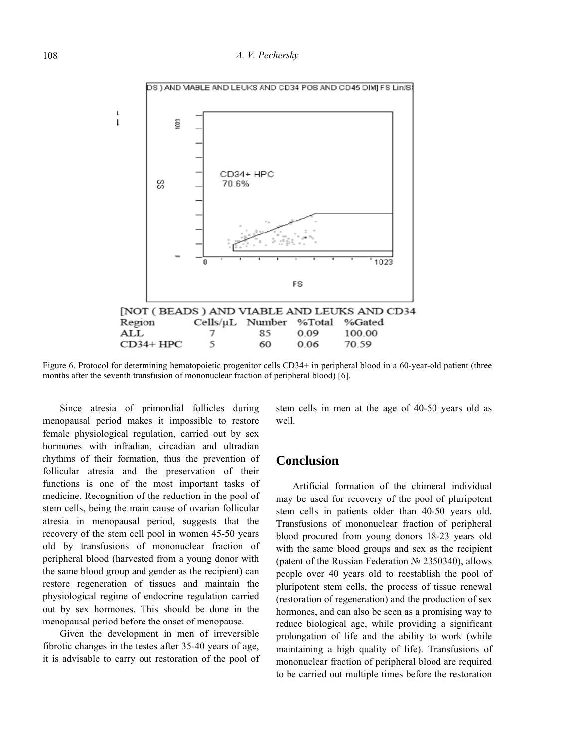[NOT ( BEADS ) AND VIABLE AND LEUKS AND CD34

| Region | Cells/μL | Number | %Total | %Gated |
|---|---|---|---|---|
| ALL | 7 | 85 | 0.09 | 100.00 |
| CD34+ HPC | 5 | 60 | 0.06 | 70.59 |

Figure 6. Protocol for determining hematopoietic progenitor cells CD34+ in peripheral blood in a 60-year-old patient (three months after the seventh transfusion of mononuclear fraction of peripheral blood) [6].

Since atresia of primordial follicles during menopausal period makes it impossible to restore female physiological regulation, carried out by sex hormones with infradian, circadian and ultradian rhythms of their formation, thus the prevention of follicular atresia and the preservation of their functions is one of the most important tasks of medicine. Recognition of the reduction in the pool of stem cells, being the main cause of ovarian follicular atresia in menopausal period, suggests that the recovery of the stem cell pool in women 45-50 years old by transfusions of mononuclear fraction of peripheral blood (harvested from a young donor with the same blood group and gender as the recipient) can restore regeneration of tissues and maintain the physiological regime of endocrine regulation carried out by sex hormones. This should be done in the menopausal period before the onset of menopause.

Given the development in men of irreversible fibrotic changes in the testes after 35-40 years of age, it is advisable to carry out restoration of the pool of stem cells in men at the age of 40-50 years old as well.

## Conclusion

Artificial formation of the chimeral individual may be used for recovery of the pool of pluripotent stem cells in patients older than 40-50 years old. Transfusions of mononuclear fraction of peripheral blood procured from young donors 18-23 years old with the same blood groups and sex as the recipient (patent of the Russian Federation № 2350340), allows people over 40 years old to reestablish the pool of pluripotent stem cells, the process of tissue renewal (restoration of regeneration) and the production of sex hormones, and can also be seen as a promising way to reduce biological age, while providing a significant prolongation of life and the ability to work (while maintaining a high quality of life). Transfusions of mononuclear fraction of peripheral blood are required to be carried out multiple times before the restoration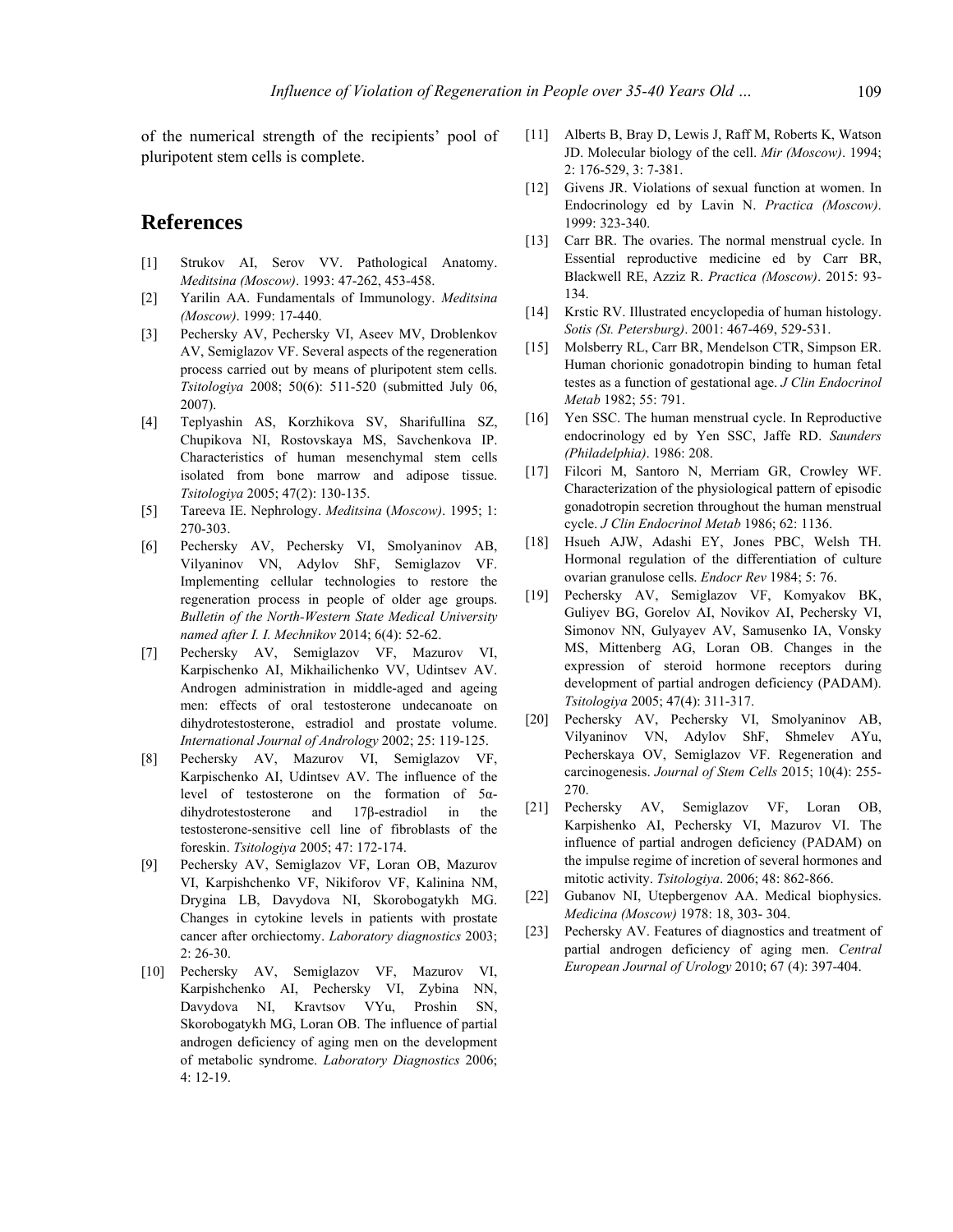of the numerical strength of the recipients' pool of pluripotent stem cells is complete.

## References

[1] Strukov AI, Serov VV. Pathological Anatomy. *Meditsina (Moscow)*. 1993: 47-262, 453-458.

[2] Yarilin AA. Fundamentals of Immunology. *Meditsina (Moscow)*. 1999: 17-440.

[3] Pechersky AV, Pechersky VI, Aseev MV, Droblenkov AV, Semiglazov VF. Several aspects of the regeneration process carried out by means of pluripotent stem cells. *Tsitologiya* 2008; 50(6): 511-520 (submitted July 06, 2007).

[4] Teplyashin AS, Korzhikova SV, Sharifullina SZ, Chupikova NI, Rostovskaya MS, Savchenkova IP. Characteristics of human mesenchymal stem cells isolated from bone marrow and adipose tissue. *Tsitologiya* 2005; 47(2): 130-135.

[5] Tareeva IE. Nephrology. *Meditsina* (*Moscow)*. 1995; 1: 270-303.

[6] Pechersky AV, Pechersky VI, Smolyaninov AB, Vilyaninov VN, Adylov ShF, Semiglazov VF. Implementing cellular technologies to restore the regeneration process in people of older age groups. *Bulletin of the North-Western State Medical University named after I. I. Mechnikov* 2014; 6(4): 52-62.

[7] Pechersky AV, Semiglazov VF, Mazurov VI, Karpischenko AI, Mikhailichenko VV, Udintsev AV. Androgen administration in middle-aged and ageing men: effects of oral testosterone undecanoate on dihydrotestosterone, estradiol and prostate volume. *International Journal of Andrology* 2002; 25: 119-125.

[8] Pechersky AV, Mazurov VI, Semiglazov VF, Karpischenko AI, Udintsev AV. The influence of the level of testosterone on the formation of 5α-dihydrotestosterone and 17β-estradiol in the testosterone-sensitive cell line of fibroblasts of the foreskin. *Tsitologiya* 2005; 47: 172-174.

[9] Pechersky AV, Semiglazov VF, Loran OB, Mazurov VI, Karpishchenko VF, Nikiforov VF, Kalinina NM, Drygina LB, Davydova NI, Skorobogatykh MG. Changes in cytokine levels in patients with prostate cancer after orchiectomy. *Laboratory diagnostics* 2003; 2: 26-30.

[10] Pechersky AV, Semiglazov VF, Mazurov VI, Karpishchenko AI, Pechersky VI, Zybina NN, Davydova NI, Kravtsov VYu, Proshin SN, Skorobogatykh MG, Loran OB. The influence of partial androgen deficiency of aging men on the development of metabolic syndrome. *Laboratory Diagnostics* 2006; 4: 12-19.

[11] Alberts B, Bray D, Lewis J, Raff M, Roberts K, Watson JD. Molecular biology of the cell. *Mir (Moscow)*. 1994; 2: 176-529, 3: 7-381.

[12] Givens JR. Violations of sexual function at women. In Endocrinology ed by Lavin N. *Practica (Moscow)*. 1999: 323-340.

[13] Carr BR. The ovaries. The normal menstrual cycle. In Essential reproductive medicine ed by Carr BR, Blackwell RE, Azziz R. *Practica (Moscow)*. 2015: 93-134.

[14] Krstic RV. Illustrated encyclopedia of human histology. *Sotis (St. Petersburg)*. 2001: 467-469, 529-531.

[15] Molsberry RL, Carr BR, Mendelson CTR, Simpson ER. Human chorionic gonadotropin binding to human fetal testes as a function of gestational age. *J Clin Endocrinol Metab* 1982; 55: 791.

[16] Yen SSC. The human menstrual cycle. In Reproductive endocrinology ed by Yen SSC, Jaffe RD. *Saunders (Philadelphia)*. 1986: 208.

[17] Filcori M, Santoro N, Merriam GR, Crowley WF. Characterization of the physiological pattern of episodic gonadotropin secretion throughout the human menstrual cycle. *J Clin Endocrinol Metab* 1986; 62: 1136.

[18] Hsueh AJW, Adashi EY, Jones PBC, Welsh TH. Hormonal regulation of the differentiation of culture ovarian granulose cells. *Endocr Rev* 1984; 5: 76.

[19] Pechersky AV, Semiglazov VF, Komyakov BK, Guliyev BG, Gorelov AI, Novikov AI, Pechersky VI, Simonov NN, Gulyayev AV, Samusenko IA, Vonsky MS, Mittenberg AG, Loran OB. Changes in the expression of steroid hormone receptors during development of partial androgen deficiency (PADAM). *Tsitologiya* 2005; 47(4): 311-317.

[20] Pechersky AV, Pechersky VI, Smolyaninov AB, Vilyaninov VN, Adylov ShF, Shmelev AYu, Pecherskaya OV, Semiglazov VF. Regeneration and carcinogenesis. *Journal of Stem Cells* 2015; 10(4): 255-270.

[21] Pechersky AV, Semiglazov VF, Loran OB, Karpishenko AI, Pechersky VI, Mazurov VI. The influence of partial androgen deficiency (PADAM) on the impulse regime of incretion of several hormones and mitotic activity. *Tsitologiya*. 2006; 48: 862-866.

[22] Gubanov NI, Utepbergenov AA. Medical biophysics. *Medicina (Moscow)* 1978: 18, 303- 304.

[23] Pechersky AV. Features of diagnostics and treatment of partial androgen deficiency of aging men. *Central European Journal of Urology* 2010; 67 (4): 397-404.